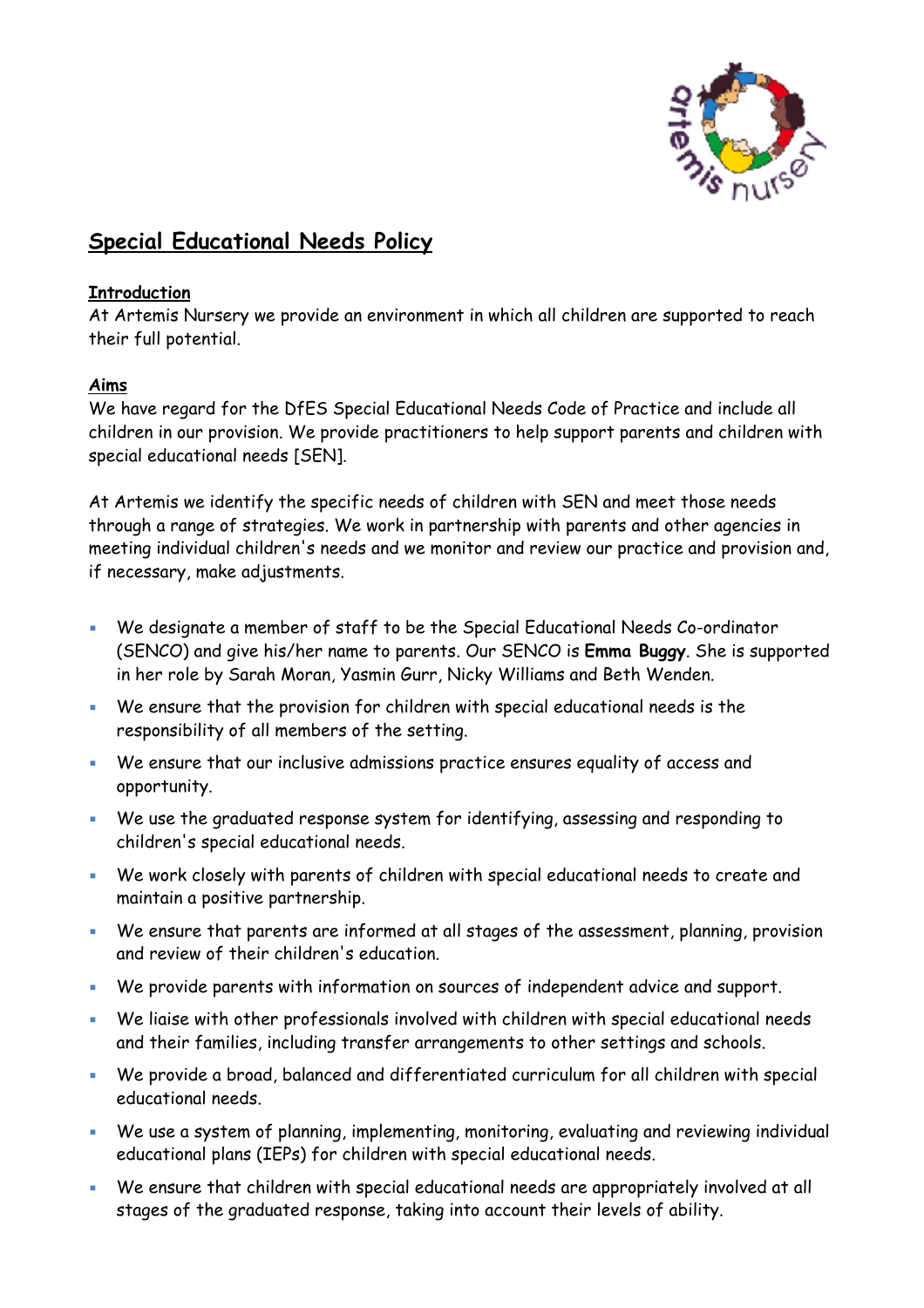# Special Educational Needs Policy

## Introduction

At Artemis Nursery we provide an environment in which all children are supported to reach their full potential.

## Aims

We have regard for the DfES Special Educational Needs Code of Practice and include all children in our provision. We provide practitioners to help support parents and children with special educational needs [SEN].

At Artemis we identify the specific needs of children with SEN and meet those needs through a range of strategies. We work in partnership with parents and other agencies in meeting individual children's needs and we monitor and review our practice and provision and, if necessary, make adjustments.

- We designate a member of staff to be the Special Educational Needs Co-ordinator (SENCO) and give his/her name to parents. Our SENCO is **Emma Buggy**. She is supported in her role by Sarah Moran, Yasmin Gurr, Nicky Williams and Beth Wenden.
- We ensure that the provision for children with special educational needs is the responsibility of all members of the setting.
- We ensure that our inclusive admissions practice ensures equality of access and opportunity.
- We use the graduated response system for identifying, assessing and responding to children's special educational needs.
- We work closely with parents of children with special educational needs to create and maintain a positive partnership.
- We ensure that parents are informed at all stages of the assessment, planning, provision and review of their children's education.
- We provide parents with information on sources of independent advice and support.
- We liaise with other professionals involved with children with special educational needs and their families, including transfer arrangements to other settings and schools.
- We provide a broad, balanced and differentiated curriculum for all children with special educational needs.
- We use a system of planning, implementing, monitoring, evaluating and reviewing individual educational plans (IEPs) for children with special educational needs.
- We ensure that children with special educational needs are appropriately involved at all stages of the graduated response, taking into account their levels of ability.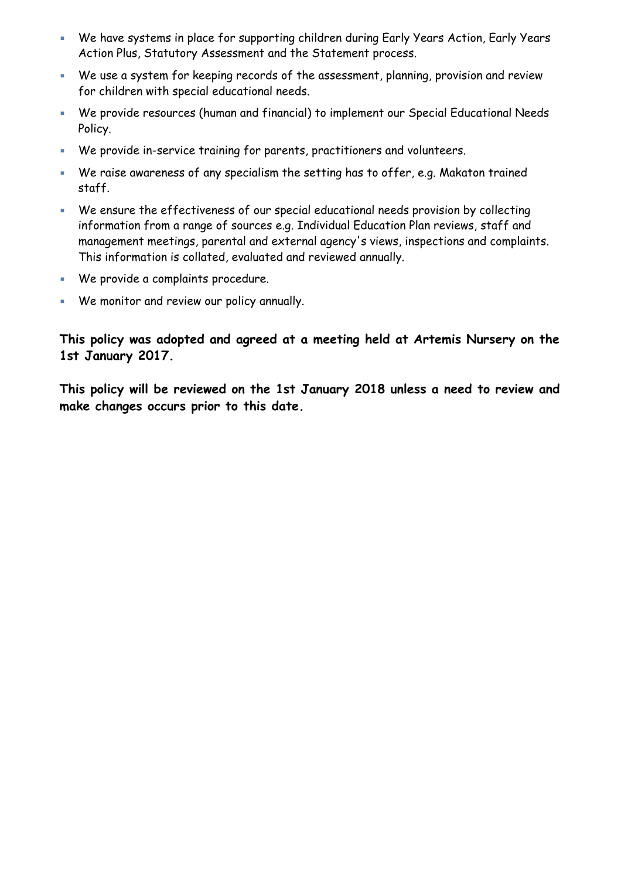- We have systems in place for supporting children during Early Years Action, Early Years Action Plus, Statutory Assessment and the Statement process.
- We use a system for keeping records of the assessment, planning, provision and review for children with special educational needs.
- We provide resources (human and financial) to implement our Special Educational Needs Policy.
- We provide in-service training for parents, practitioners and volunteers.
- We raise awareness of any specialism the setting has to offer, e.g. Makaton trained staff.
- We ensure the effectiveness of our special educational needs provision by collecting information from a range of sources e.g. Individual Education Plan reviews, staff and management meetings, parental and external agency's views, inspections and complaints. This information is collated, evaluated and reviewed annually.
- We provide a complaints procedure.
- We monitor and review our policy annually.

**This policy was adopted and agreed at a meeting held at Artemis Nursery on the 1st January 2017.**

**This policy will be reviewed on the 1st January 2018 unless a need to review and make changes occurs prior to this date.**